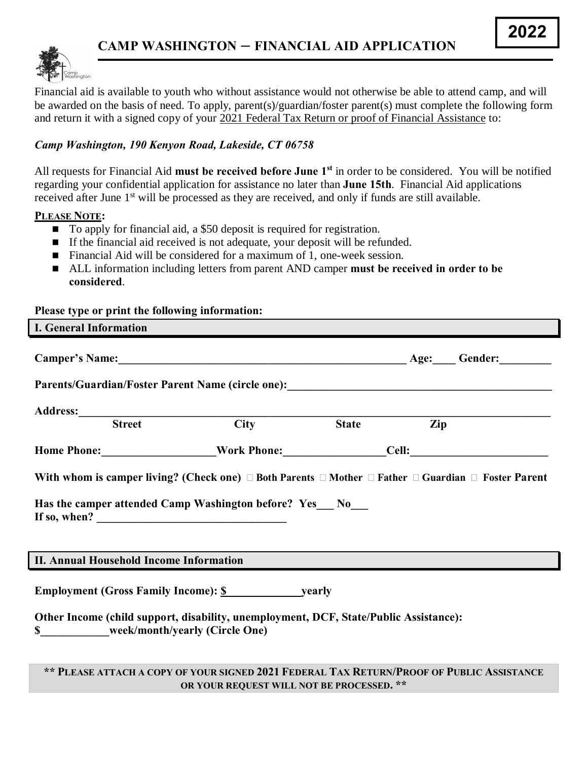**2022**

# CAMP WASHINGTON – FINANCIAL AID APPLICATION

Financial aid is available to youth who without assistance would not otherwise be able to attend camp, and will be awarded on the basis of need. To apply, parent(s)/guardian/foster parent(s) must complete the following form and return it with a signed copy of your 2021 Federal Tax Return or proof of Financial Assistance to:

*Camp Washington, 190 Kenyon Road, Lakeside, CT 06758*

All requests for Financial Aid **must be received before June 1st** in order to be considered. You will be notified regarding your confidential application for assistance no later than **June 15th**. Financial Aid applications received after June 1st will be processed as they are received, and only if funds are still available.

**PLEASE NOTE:**

- To apply for financial aid, a $50 deposit is required for registration.
- If the financial aid received is not adequate, your deposit will be refunded.
- Financial Aid will be considered for a maximum of 1, one-week session.
- ALL information including letters from parent AND camper **must be received in order to be considered**.

**Please type or print the following information:**

## I. General Information

**Camper's Name:**_____________________________________________________ **Age:**____ **Gender:**_________

**Parents/Guardian/Foster Parent Name (circle one):**_______________________________________________

**Address:**_________________________________________________________________________________
**Street** **City** **State** **Zip**

**Home Phone:**___________________**Work Phone:**_________________**Cell:**________________________

**With whom is camper living? (Check one)** ☐ **Both Parents** ☐ **Mother** ☐ **Father** ☐ **Guardian** ☐ **Foster Parent**

**Has the camper attended Camp Washington before? Yes___ No___**
**If so, when?** _________________________________

## II. Annual Household Income Information

**Employment (Gross Family Income): $_____________yearly**

**Other Income (child support, disability, unemployment, DCF, State/Public Assistance):**
**$____________week/month/yearly (Circle One)**

**\*\* PLEASE ATTACH A COPY OF YOUR SIGNED 2021 FEDERAL TAX RETURN/PROOF OF PUBLIC ASSISTANCE OR YOUR REQUEST WILL NOT BE PROCESSED. \*\***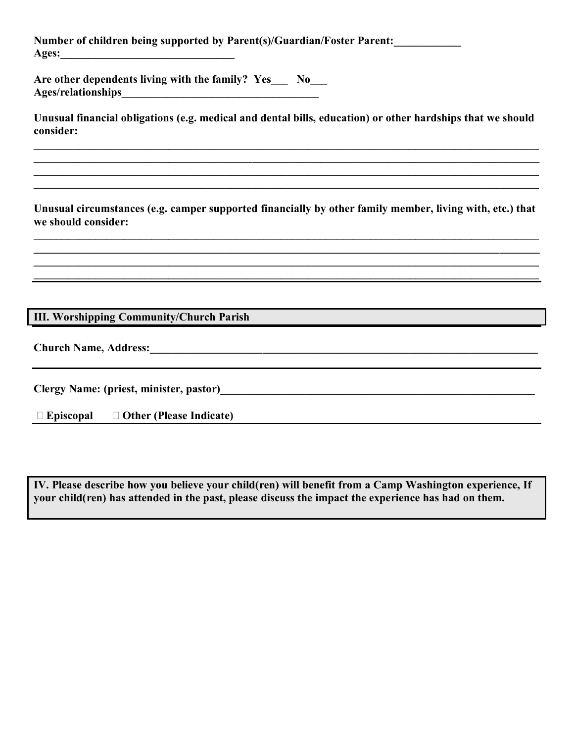**Number of children being supported by Parent(s)/Guardian/Foster Parent:____________**
**Ages:_______________________________**

**Are other dependents living with the family? Yes___ No___**
**Ages/relationships___________________________________**

**Unusual financial obligations (e.g. medical and dental bills, education) or other hardships that we should consider:**

______________________________________________________________________________________
______________________________________________________________________________________
______________________________________________________________________________________
______________________________________________________________________________________

**Unusual circumstances (e.g. camper supported financially by other family member, living with, etc.) that we should consider:**

______________________________________________________________________________________
______________________________________________________________________________________
______________________________________________________________________________________
______________________________________________________________________________________

## III. Worshipping Community/Church Parish

**Church Name, Address:___________________________________________________________________**

______________________________________________________________________________________

**Clergy Name: (priest, minister, pastor)_________________________________________________________**

☐ **Episcopal** ☐ **Other (Please Indicate)** ______________________________________________

## IV. Please describe how you believe your child(ren) will benefit from a Camp Washington experience, If your child(ren) has attended in the past, please discuss the impact the experience has had on them.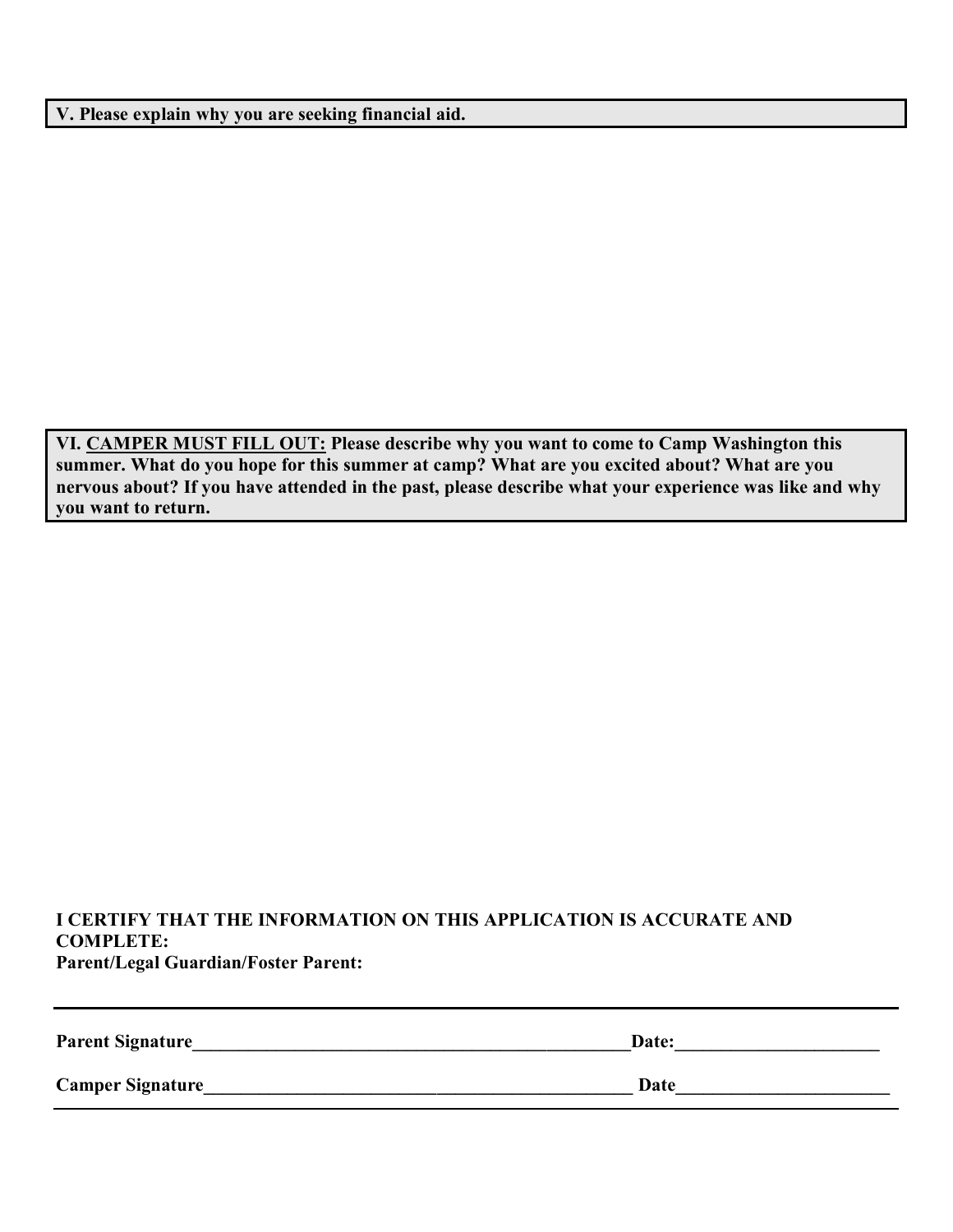**V. Please explain why you are seeking financial aid.**

**VI. <u>CAMPER MUST FILL OUT:</u> Please describe why you want to come to Camp Washington this summer. What do you hope for this summer at camp? What are you excited about? What are you nervous about? If you have attended in the past, please describe what your experience was like and why you want to return.**

**I CERTIFY THAT THE INFORMATION ON THIS APPLICATION IS ACCURATE AND COMPLETE:**
**Parent/Legal Guardian/Foster Parent:**

---

**Parent Signature**_________________________________________________**Date:**______________________

**Camper Signature**_______________________________________________ **Date**_______________________

---